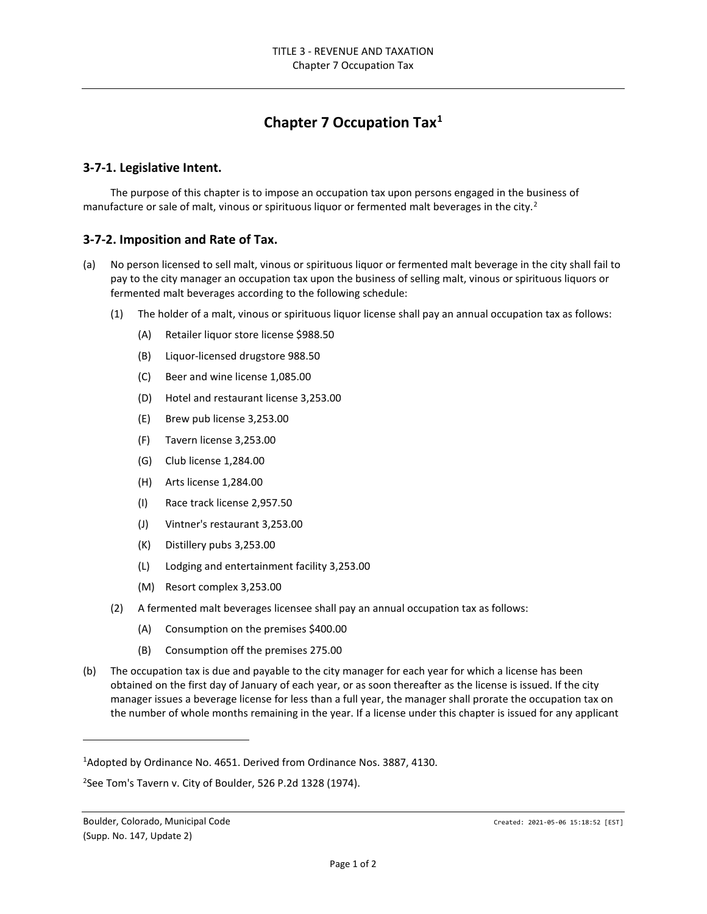# Chapter 7 Occupation Tax[1]

## 3-7-1. Legislative Intent.

The purpose of this chapter is to impose an occupation tax upon persons engaged in the business of manufacture or sale of malt, vinous or spirituous liquor or fermented malt beverages in the city.[2]

## 3-7-2. Imposition and Rate of Tax.

(a) No person licensed to sell malt, vinous or spirituous liquor or fermented malt beverage in the city shall fail to pay to the city manager an occupation tax upon the business of selling malt, vinous or spirituous liquors or fermented malt beverages according to the following schedule:

  (1) The holder of a malt, vinous or spirituous liquor license shall pay an annual occupation tax as follows:

    (A) Retailer liquor store license $988.50

    (B) Liquor-licensed drugstore 988.50

    (C) Beer and wine license 1,085.00

    (D) Hotel and restaurant license 3,253.00

    (E) Brew pub license 3,253.00

    (F) Tavern license 3,253.00

    (G) Club license 1,284.00

    (H) Arts license 1,284.00

    (I) Race track license 2,957.50

    (J) Vintner's restaurant 3,253.00

    (K) Distillery pubs 3,253.00

    (L) Lodging and entertainment facility 3,253.00

    (M) Resort complex 3,253.00

  (2) A fermented malt beverages licensee shall pay an annual occupation tax as follows:

    (A) Consumption on the premises $400.00

    (B) Consumption off the premises 275.00

(b) The occupation tax is due and payable to the city manager for each year for which a license has been obtained on the first day of January of each year, or as soon thereafter as the license is issued. If the city manager issues a beverage license for less than a full year, the manager shall prorate the occupation tax on the number of whole months remaining in the year. If a license under this chapter is issued for any applicant

---

[1] Adopted by Ordinance No. 4651. Derived from Ordinance Nos. 3887, 4130.

[2] See Tom's Tavern v. City of Boulder, 526 P.2d 1328 (1974).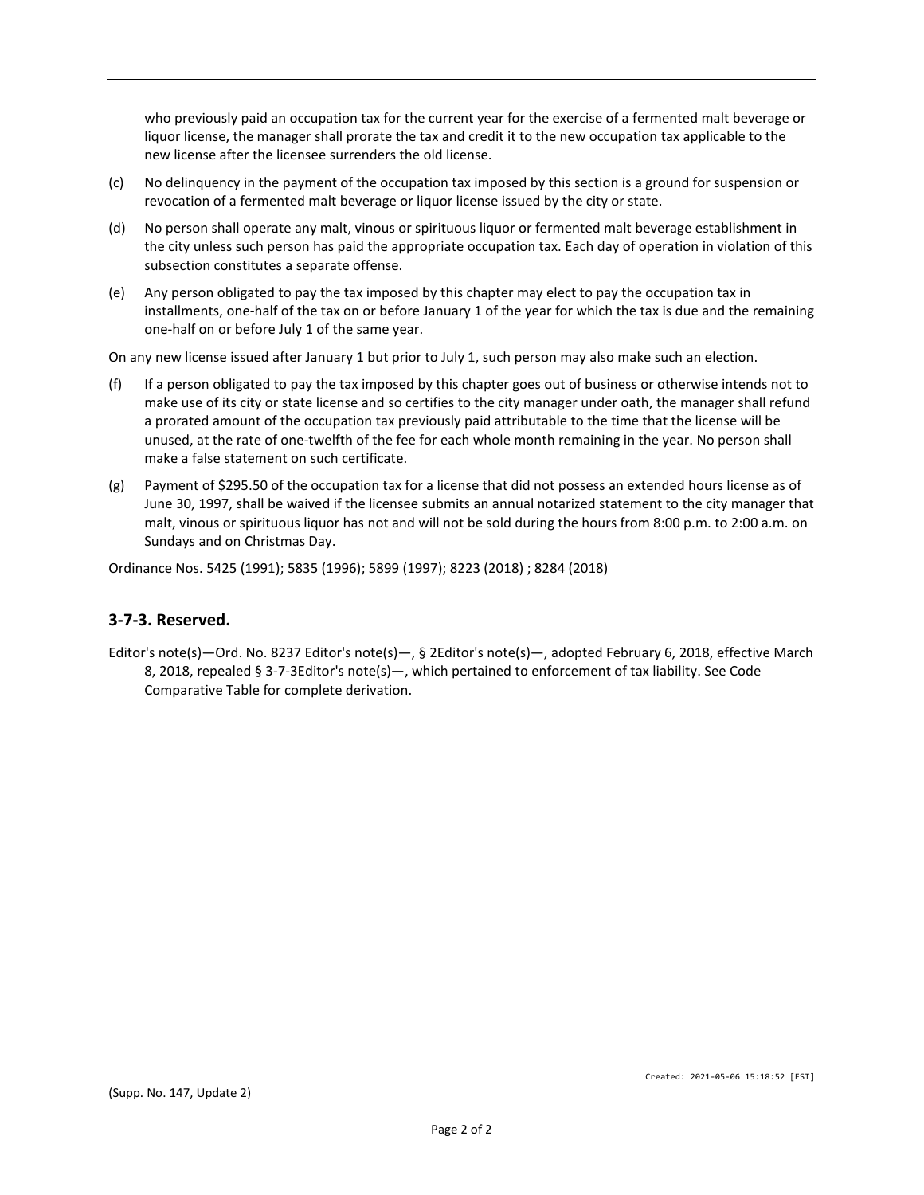who previously paid an occupation tax for the current year for the exercise of a fermented malt beverage or liquor license, the manager shall prorate the tax and credit it to the new occupation tax applicable to the new license after the licensee surrenders the old license.

(c) No delinquency in the payment of the occupation tax imposed by this section is a ground for suspension or revocation of a fermented malt beverage or liquor license issued by the city or state.

(d) No person shall operate any malt, vinous or spirituous liquor or fermented malt beverage establishment in the city unless such person has paid the appropriate occupation tax. Each day of operation in violation of this subsection constitutes a separate offense.

(e) Any person obligated to pay the tax imposed by this chapter may elect to pay the occupation tax in installments, one-half of the tax on or before January 1 of the year for which the tax is due and the remaining one-half on or before July 1 of the same year.

On any new license issued after January 1 but prior to July 1, such person may also make such an election.

(f) If a person obligated to pay the tax imposed by this chapter goes out of business or otherwise intends not to make use of its city or state license and so certifies to the city manager under oath, the manager shall refund a prorated amount of the occupation tax previously paid attributable to the time that the license will be unused, at the rate of one-twelfth of the fee for each whole month remaining in the year. No person shall make a false statement on such certificate.

(g) Payment of $295.50 of the occupation tax for a license that did not possess an extended hours license as of June 30, 1997, shall be waived if the licensee submits an annual notarized statement to the city manager that malt, vinous or spirituous liquor has not and will not be sold during the hours from 8:00 p.m. to 2:00 a.m. on Sundays and on Christmas Day.

Ordinance Nos. 5425 (1991); 5835 (1996); 5899 (1997); 8223 (2018) ; 8284 (2018)

## 3-7-3. Reserved.

Editor's note(s)—Ord. No. 8237 Editor's note(s)—, § 2Editor's note(s)—, adopted February 6, 2018, effective March 8, 2018, repealed § 3-7-3Editor's note(s)—, which pertained to enforcement of tax liability. See Code Comparative Table for complete derivation.